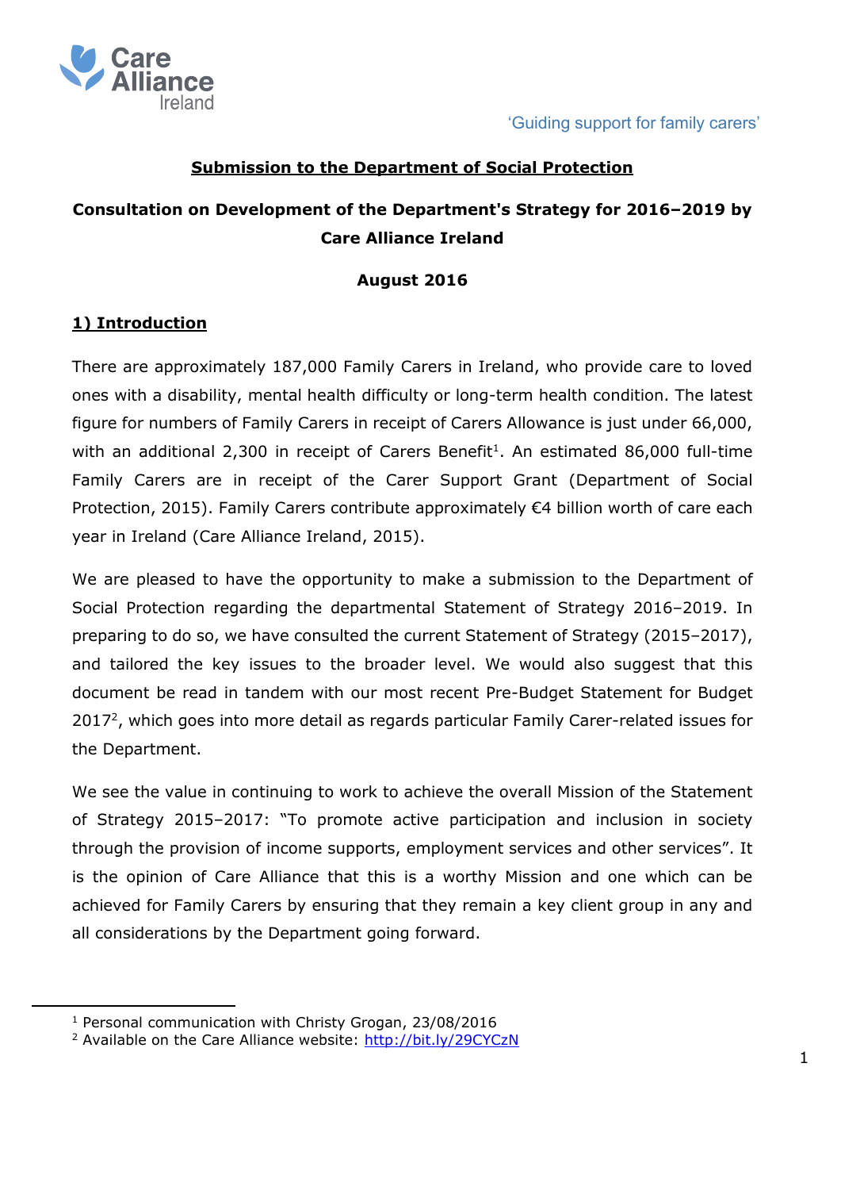Care Alliance Ireland

'Guiding support for family carers'

**Submission to the Department of Social Protection**

**Consultation on Development of the Department's Strategy for 2016–2019 by Care Alliance Ireland**

**August 2016**

## 1) Introduction

There are approximately 187,000 Family Carers in Ireland, who provide care to loved ones with a disability, mental health difficulty or long-term health condition. The latest figure for numbers of Family Carers in receipt of Carers Allowance is just under 66,000, with an additional 2,300 in receipt of Carers Benefit[1]. An estimated 86,000 full-time Family Carers are in receipt of the Carer Support Grant (Department of Social Protection, 2015). Family Carers contribute approximately €4 billion worth of care each year in Ireland (Care Alliance Ireland, 2015).

We are pleased to have the opportunity to make a submission to the Department of Social Protection regarding the departmental Statement of Strategy 2016–2019. In preparing to do so, we have consulted the current Statement of Strategy (2015–2017), and tailored the key issues to the broader level. We would also suggest that this document be read in tandem with our most recent Pre-Budget Statement for Budget 2017[2], which goes into more detail as regards particular Family Carer-related issues for the Department.

We see the value in continuing to work to achieve the overall Mission of the Statement of Strategy 2015–2017: "To promote active participation and inclusion in society through the provision of income supports, employment services and other services". It is the opinion of Care Alliance that this is a worthy Mission and one which can be achieved for Family Carers by ensuring that they remain a key client group in any and all considerations by the Department going forward.

[1] Personal communication with Christy Grogan, 23/08/2016

[2] Available on the Care Alliance website: http://bit.ly/29CYCzN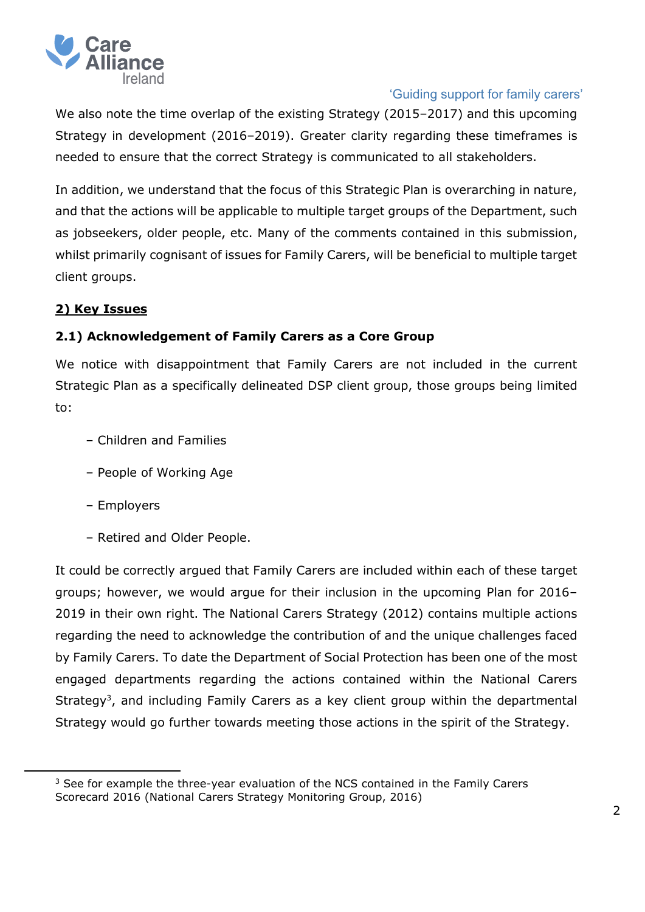We also note the time overlap of the existing Strategy (2015–2017) and this upcoming Strategy in development (2016–2019). Greater clarity regarding these timeframes is needed to ensure that the correct Strategy is communicated to all stakeholders.

In addition, we understand that the focus of this Strategic Plan is overarching in nature, and that the actions will be applicable to multiple target groups of the Department, such as jobseekers, older people, etc. Many of the comments contained in this submission, whilst primarily cognisant of issues for Family Carers, will be beneficial to multiple target client groups.

## 2) Key Issues

### 2.1) Acknowledgement of Family Carers as a Core Group

We notice with disappointment that Family Carers are not included in the current Strategic Plan as a specifically delineated DSP client group, those groups being limited to:

- Children and Families
- People of Working Age
- Employers
- Retired and Older People.

It could be correctly argued that Family Carers are included within each of these target groups; however, we would argue for their inclusion in the upcoming Plan for 2016–2019 in their own right. The National Carers Strategy (2012) contains multiple actions regarding the need to acknowledge the contribution of and the unique challenges faced by Family Carers. To date the Department of Social Protection has been one of the most engaged departments regarding the actions contained within the National Carers Strategy[3], and including Family Carers as a key client group within the departmental Strategy would go further towards meeting those actions in the spirit of the Strategy.

[3] See for example the three-year evaluation of the NCS contained in the Family Carers Scorecard 2016 (National Carers Strategy Monitoring Group, 2016)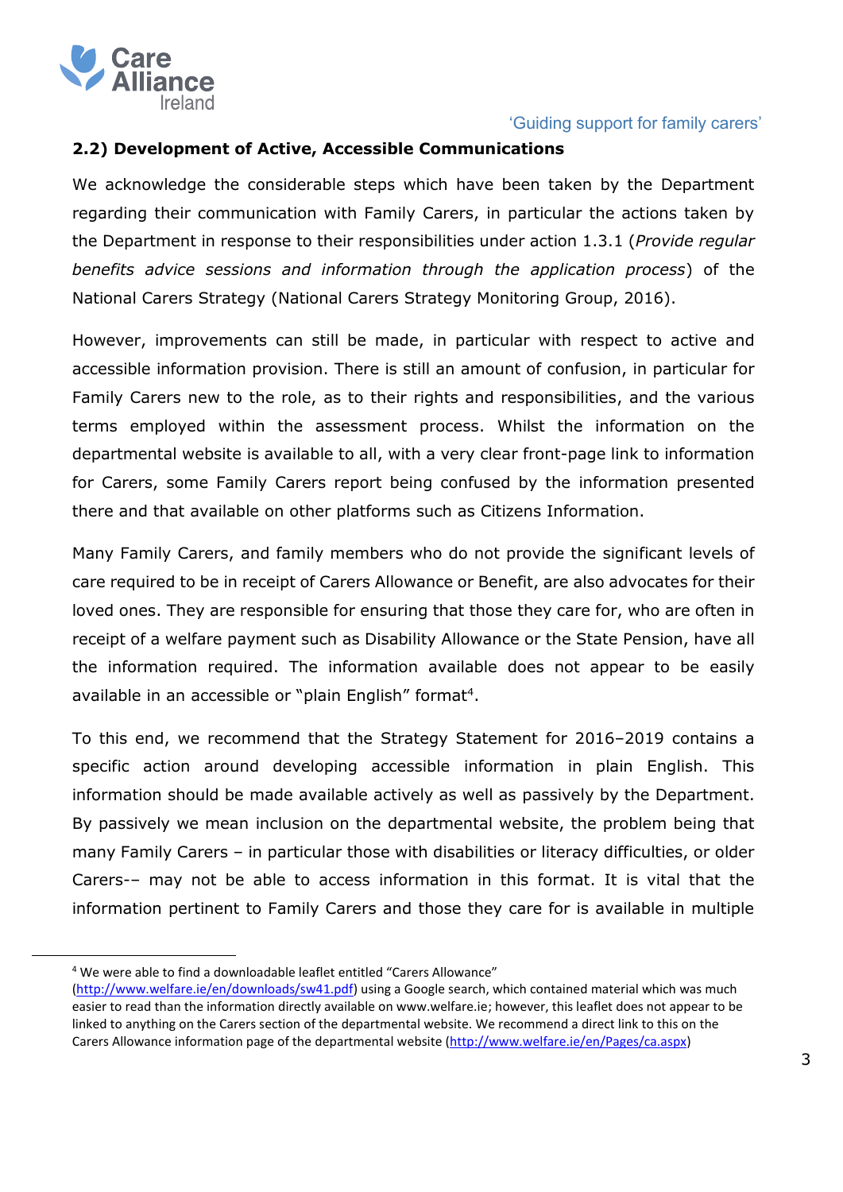### 2.2) Development of Active, Accessible Communications

We acknowledge the considerable steps which have been taken by the Department regarding their communication with Family Carers, in particular the actions taken by the Department in response to their responsibilities under action 1.3.1 (*Provide regular benefits advice sessions and information through the application process*) of the National Carers Strategy (National Carers Strategy Monitoring Group, 2016).

However, improvements can still be made, in particular with respect to active and accessible information provision. There is still an amount of confusion, in particular for Family Carers new to the role, as to their rights and responsibilities, and the various terms employed within the assessment process. Whilst the information on the departmental website is available to all, with a very clear front-page link to information for Carers, some Family Carers report being confused by the information presented there and that available on other platforms such as Citizens Information.

Many Family Carers, and family members who do not provide the significant levels of care required to be in receipt of Carers Allowance or Benefit, are also advocates for their loved ones. They are responsible for ensuring that those they care for, who are often in receipt of a welfare payment such as Disability Allowance or the State Pension, have all the information required. The information available does not appear to be easily available in an accessible or "plain English" format[4].

To this end, we recommend that the Strategy Statement for 2016–2019 contains a specific action around developing accessible information in plain English. This information should be made available actively as well as passively by the Department. By passively we mean inclusion on the departmental website, the problem being that many Family Carers – in particular those with disabilities or literacy difficulties, or older Carers-– may not be able to access information in this format. It is vital that the information pertinent to Family Carers and those they care for is available in multiple

[4] We were able to find a downloadable leaflet entitled "Carers Allowance" (http://www.welfare.ie/en/downloads/sw41.pdf) using a Google search, which contained material which was much easier to read than the information directly available on www.welfare.ie; however, this leaflet does not appear to be linked to anything on the Carers section of the departmental website. We recommend a direct link to this on the Carers Allowance information page of the departmental website (http://www.welfare.ie/en/Pages/ca.aspx)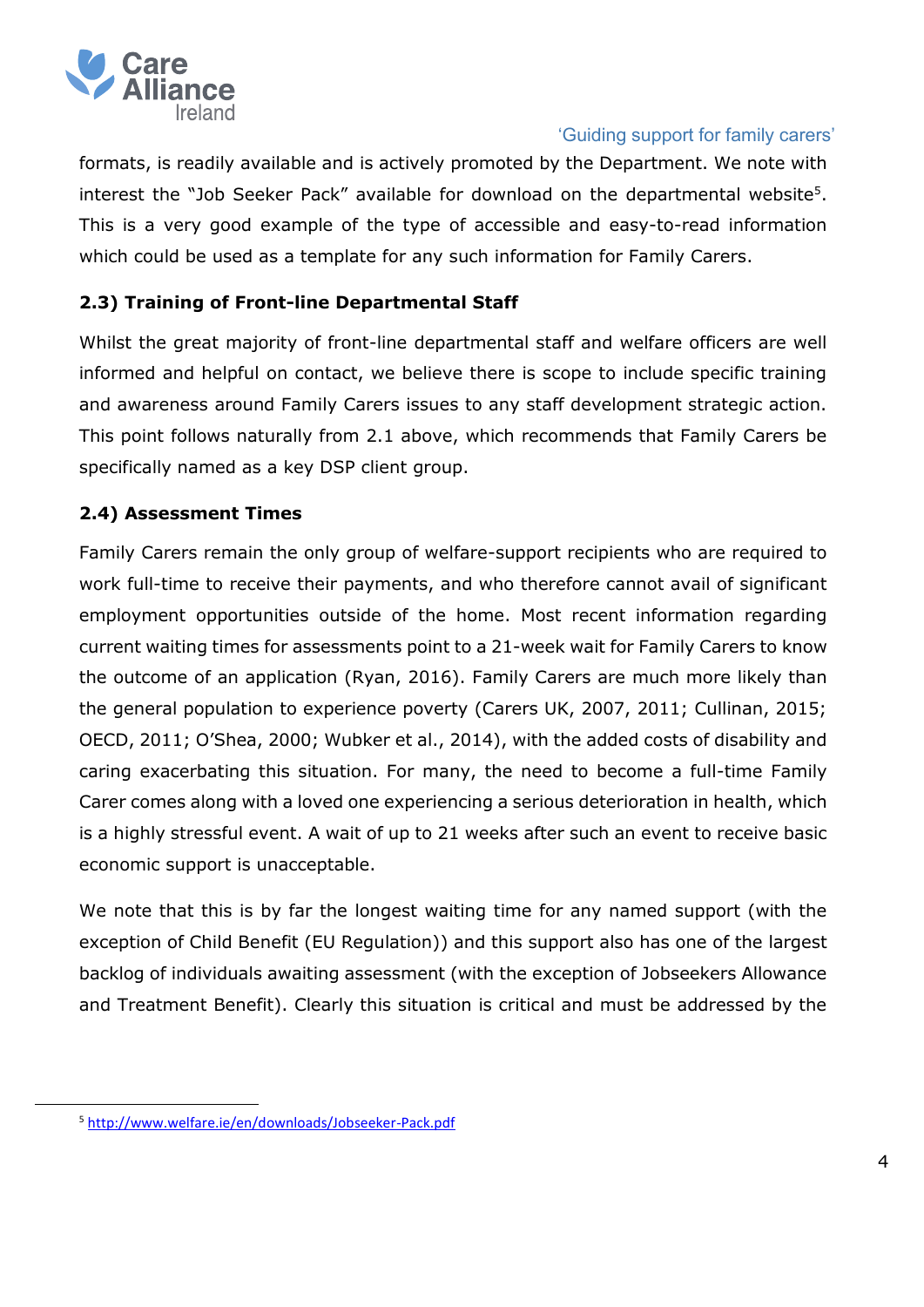formats, is readily available and is actively promoted by the Department. We note with interest the "Job Seeker Pack" available for download on the departmental website[5]. This is a very good example of the type of accessible and easy-to-read information which could be used as a template for any such information for Family Carers.

### 2.3) Training of Front-line Departmental Staff

Whilst the great majority of front-line departmental staff and welfare officers are well informed and helpful on contact, we believe there is scope to include specific training and awareness around Family Carers issues to any staff development strategic action. This point follows naturally from 2.1 above, which recommends that Family Carers be specifically named as a key DSP client group.

### 2.4) Assessment Times

Family Carers remain the only group of welfare-support recipients who are required to work full-time to receive their payments, and who therefore cannot avail of significant employment opportunities outside of the home. Most recent information regarding current waiting times for assessments point to a 21-week wait for Family Carers to know the outcome of an application (Ryan, 2016). Family Carers are much more likely than the general population to experience poverty (Carers UK, 2007, 2011; Cullinan, 2015; OECD, 2011; O'Shea, 2000; Wubker et al., 2014), with the added costs of disability and caring exacerbating this situation. For many, the need to become a full-time Family Carer comes along with a loved one experiencing a serious deterioration in health, which is a highly stressful event. A wait of up to 21 weeks after such an event to receive basic economic support is unacceptable.

We note that this is by far the longest waiting time for any named support (with the exception of Child Benefit (EU Regulation)) and this support also has one of the largest backlog of individuals awaiting assessment (with the exception of Jobseekers Allowance and Treatment Benefit). Clearly this situation is critical and must be addressed by the

---

[5] http://www.welfare.ie/en/downloads/Jobseeker-Pack.pdf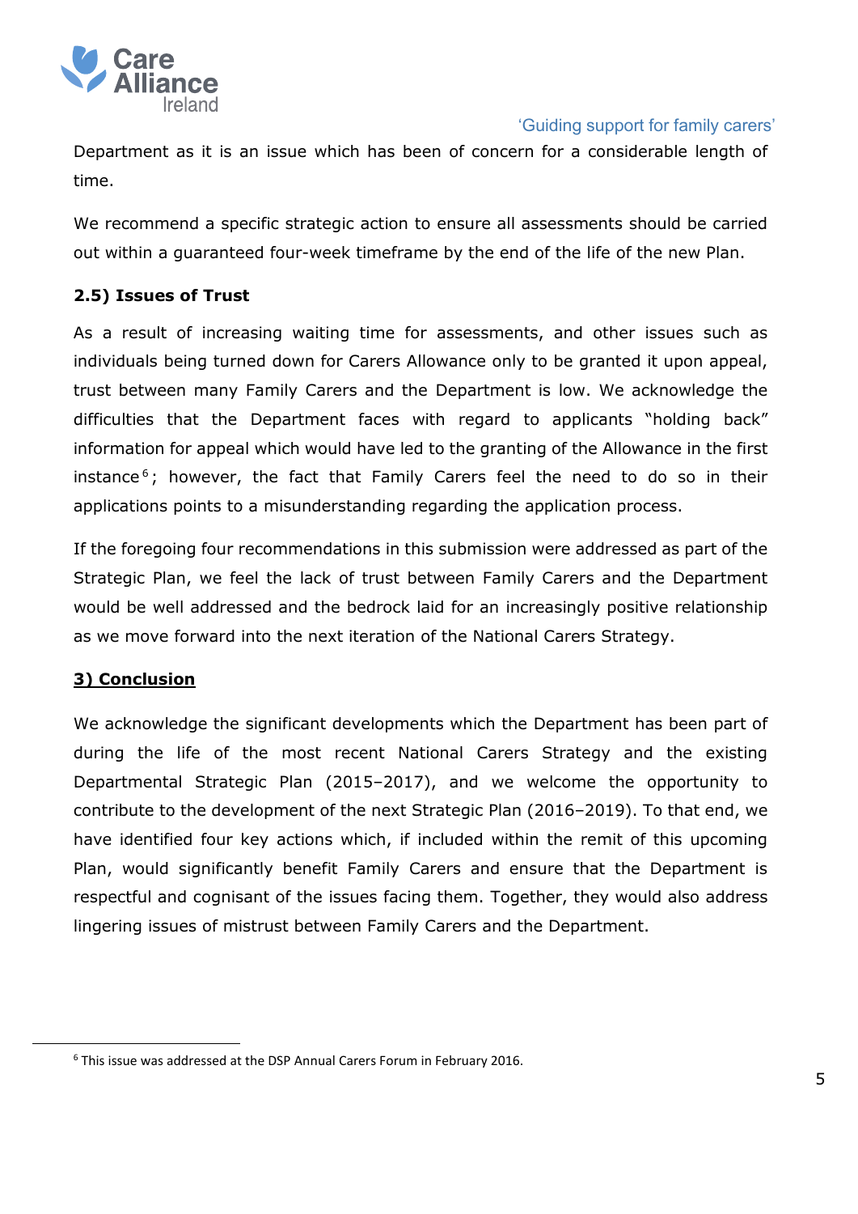Department as it is an issue which has been of concern for a considerable length of time.

We recommend a specific strategic action to ensure all assessments should be carried out within a guaranteed four-week timeframe by the end of the life of the new Plan.

### 2.5) Issues of Trust

As a result of increasing waiting time for assessments, and other issues such as individuals being turned down for Carers Allowance only to be granted it upon appeal, trust between many Family Carers and the Department is low. We acknowledge the difficulties that the Department faces with regard to applicants "holding back" information for appeal which would have led to the granting of the Allowance in the first instance[6]; however, the fact that Family Carers feel the need to do so in their applications points to a misunderstanding regarding the application process.

If the foregoing four recommendations in this submission were addressed as part of the Strategic Plan, we feel the lack of trust between Family Carers and the Department would be well addressed and the bedrock laid for an increasingly positive relationship as we move forward into the next iteration of the National Carers Strategy.

## 3) Conclusion

We acknowledge the significant developments which the Department has been part of during the life of the most recent National Carers Strategy and the existing Departmental Strategic Plan (2015–2017), and we welcome the opportunity to contribute to the development of the next Strategic Plan (2016–2019). To that end, we have identified four key actions which, if included within the remit of this upcoming Plan, would significantly benefit Family Carers and ensure that the Department is respectful and cognisant of the issues facing them. Together, they would also address lingering issues of mistrust between Family Carers and the Department.

---

[6] This issue was addressed at the DSP Annual Carers Forum in February 2016.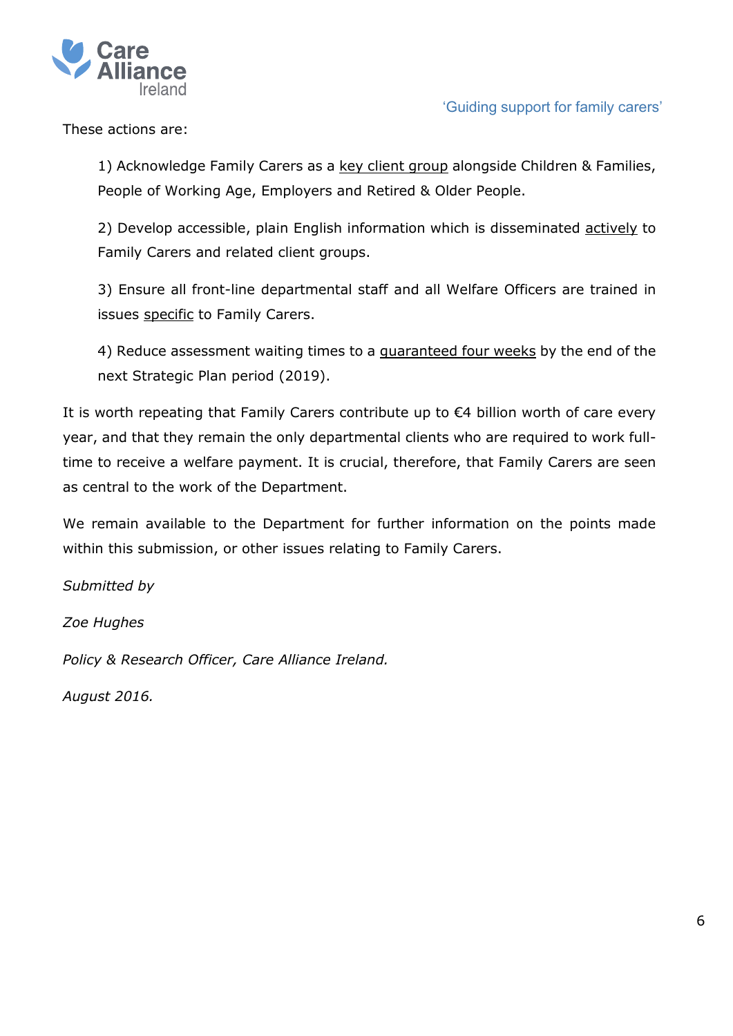These actions are:

1) Acknowledge Family Carers as a <u>key client group</u> alongside Children & Families, People of Working Age, Employers and Retired & Older People.

2) Develop accessible, plain English information which is disseminated <u>actively</u> to Family Carers and related client groups.

3) Ensure all front-line departmental staff and all Welfare Officers are trained in issues <u>specific</u> to Family Carers.

4) Reduce assessment waiting times to a <u>guaranteed four weeks</u> by the end of the next Strategic Plan period (2019).

It is worth repeating that Family Carers contribute up to €4 billion worth of care every year, and that they remain the only departmental clients who are required to work full-time to receive a welfare payment. It is crucial, therefore, that Family Carers are seen as central to the work of the Department.

We remain available to the Department for further information on the points made within this submission, or other issues relating to Family Carers.

*Submitted by*

*Zoe Hughes*

*Policy & Research Officer, Care Alliance Ireland.*

*August 2016.*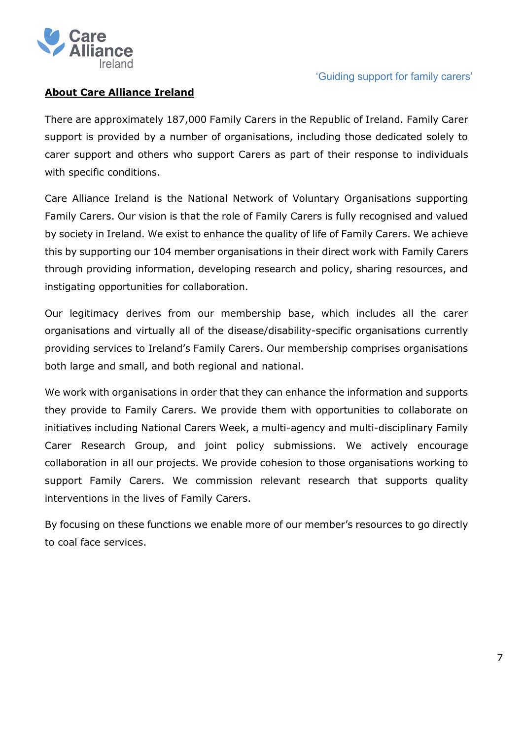## About Care Alliance Ireland

There are approximately 187,000 Family Carers in the Republic of Ireland. Family Carer support is provided by a number of organisations, including those dedicated solely to carer support and others who support Carers as part of their response to individuals with specific conditions.

Care Alliance Ireland is the National Network of Voluntary Organisations supporting Family Carers. Our vision is that the role of Family Carers is fully recognised and valued by society in Ireland. We exist to enhance the quality of life of Family Carers. We achieve this by supporting our 104 member organisations in their direct work with Family Carers through providing information, developing research and policy, sharing resources, and instigating opportunities for collaboration.

Our legitimacy derives from our membership base, which includes all the carer organisations and virtually all of the disease/disability-specific organisations currently providing services to Ireland's Family Carers. Our membership comprises organisations both large and small, and both regional and national.

We work with organisations in order that they can enhance the information and supports they provide to Family Carers. We provide them with opportunities to collaborate on initiatives including National Carers Week, a multi-agency and multi-disciplinary Family Carer Research Group, and joint policy submissions. We actively encourage collaboration in all our projects. We provide cohesion to those organisations working to support Family Carers. We commission relevant research that supports quality interventions in the lives of Family Carers.

By focusing on these functions we enable more of our member's resources to go directly to coal face services.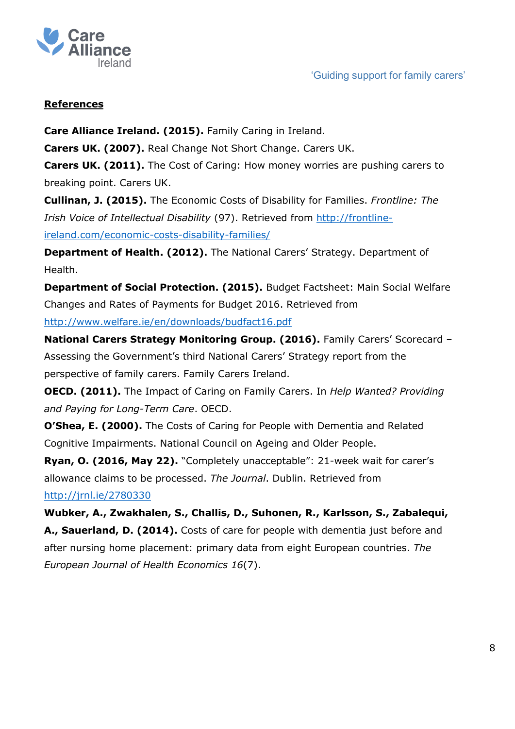**References**

**Care Alliance Ireland. (2015).** Family Caring in Ireland.

**Carers UK. (2007).** Real Change Not Short Change. Carers UK.

**Carers UK. (2011).** The Cost of Caring: How money worries are pushing carers to breaking point. Carers UK.

**Cullinan, J. (2015).** The Economic Costs of Disability for Families. *Frontline: The Irish Voice of Intellectual Disability* (97). Retrieved from http://frontline-ireland.com/economic-costs-disability-families/

**Department of Health. (2012).** The National Carers' Strategy. Department of Health.

**Department of Social Protection. (2015).** Budget Factsheet: Main Social Welfare Changes and Rates of Payments for Budget 2016. Retrieved from http://www.welfare.ie/en/downloads/budfact16.pdf

**National Carers Strategy Monitoring Group. (2016).** Family Carers' Scorecard – Assessing the Government's third National Carers' Strategy report from the perspective of family carers. Family Carers Ireland.

**OECD. (2011).** The Impact of Caring on Family Carers. In *Help Wanted? Providing and Paying for Long-Term Care*. OECD.

**O'Shea, E. (2000).** The Costs of Caring for People with Dementia and Related Cognitive Impairments. National Council on Ageing and Older People.

**Ryan, O. (2016, May 22).** "Completely unacceptable": 21-week wait for carer's allowance claims to be processed. *The Journal*. Dublin. Retrieved from http://jrnl.ie/2780330

**Wubker, A., Zwakhalen, S., Challis, D., Suhonen, R., Karlsson, S., Zabalequi, A., Sauerland, D. (2014).** Costs of care for people with dementia just before and after nursing home placement: primary data from eight European countries. *The European Journal of Health Economics 16*(7).